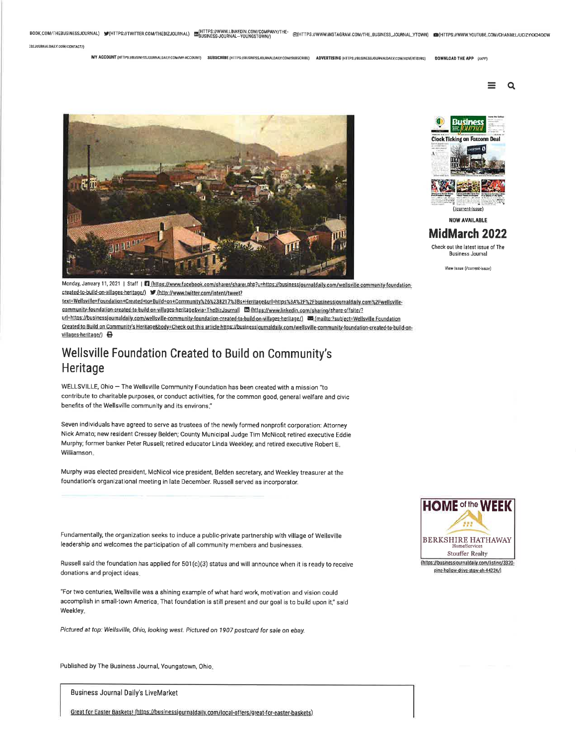Monday, January 11, 2021 | Staff

# Wellsville Foundation Created to Build on Community's Heritage

WELLSVILLE, Ohio – The Wellsville Community Foundation has been created with a mission "to contribute to charitable purposes, or conduct activities, for the common good, general welfare and civic benefits of the Wellsville community and its environs."

Seven individuals have agreed to serve as trustees of the newly formed nonprofit corporation: Attorney Nick Amato; new resident Cressey Belden; County Municipal Judge Tim McNicol; retired executive Eddie Murphy; former banker Peter Russell; retired educator Linda Weekley; and retired executive Robert E. Williamson.

Murphy was elected president, McNicol vice president, Belden secretary, and Weekley treasurer at the foundation's organizational meeting in late December. Russell served as incorporator.

Fundamentally, the organization seeks to induce a public-private partnership with village of Wellsville leadership and welcomes the participation of all community members and businesses.

Russell said the foundation has applied for 501(c)(3) status and will announce when it is ready to receive donations and project ideas.

"For two centuries, Wellsville was a shining example of what hard work, motivation and vision could accomplish in small-town America. That foundation is still present and our goal is to build upon it," said Weekley.

*Pictured at top: Wellsville, Ohio, looking west. Pictured on 1907 postcard for sale on ebay.*

Published by The Business Journal, Youngstown, Ohio.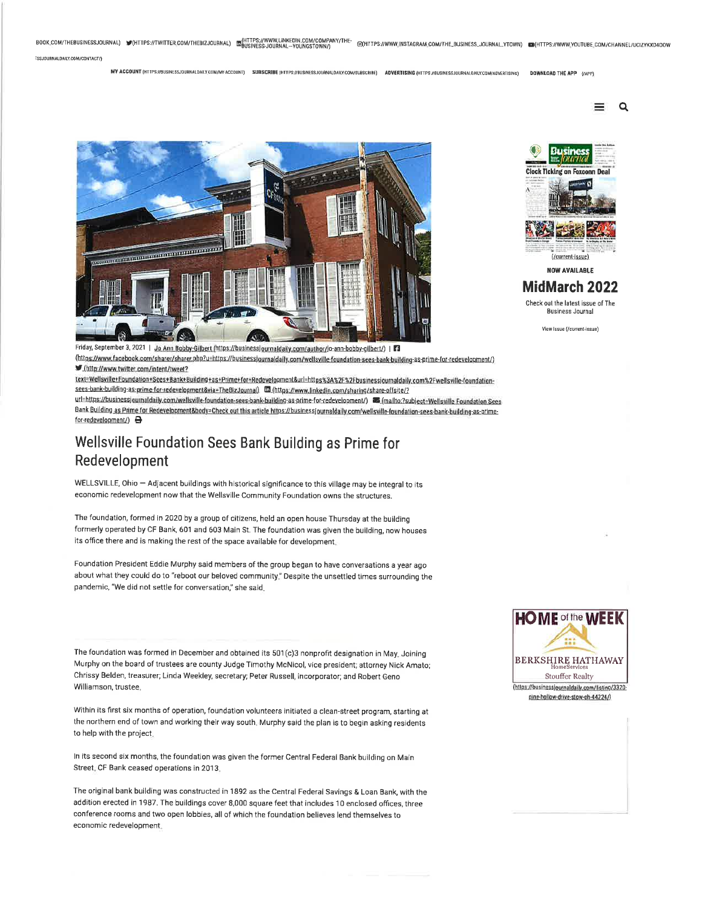Friday, September 3, 2021 | Jo Ann Bobby-Gilbert (https://businessjournaldaily.com/author/jo-ann-bobby-gilbert/)

# Wellsville Foundation Sees Bank Building as Prime for Redevelopment

WELLSVILLE, Ohio – Adjacent buildings with historical significance to this village may be integral to its economic redevelopment now that the Wellsville Community Foundation owns the structures.

The foundation, formed in 2020 by a group of citizens, held an open house Thursday at the building formerly operated by CF Bank, 601 and 603 Main St. The foundation was given the building, now houses its office there and is making the rest of the space available for development.

Foundation President Eddie Murphy said members of the group began to have conversations a year ago about what they could do to "reboot our beloved community." Despite the unsettled times surrounding the pandemic, "We did not settle for conversation," she said.

The foundation was formed in December and obtained its 501(c)3 nonprofit designation in May. Joining Murphy on the board of trustees are county Judge Timothy McNicol, vice president; attorney Nick Amato; Chrissy Belden, treasurer; Linda Weekley, secretary; Peter Russell, incorporator; and Robert Geno Williamson, trustee.

Within its first six months of operation, foundation volunteers initiated a clean-street program, starting at the northern end of town and working their way south. Murphy said the plan is to begin asking residents to help with the project.

In its second six months, the foundation was given the former Central Federal Bank building on Main Street. CF Bank ceased operations in 2013.

The original bank building was constructed in 1892 as the Central Federal Savings & Loan Bank, with the addition erected in 1987. The buildings cover 8,000 square feet that includes 10 enclosed offices, three conference rooms and two open lobbies, all of which the foundation believes lend themselves to economic redevelopment.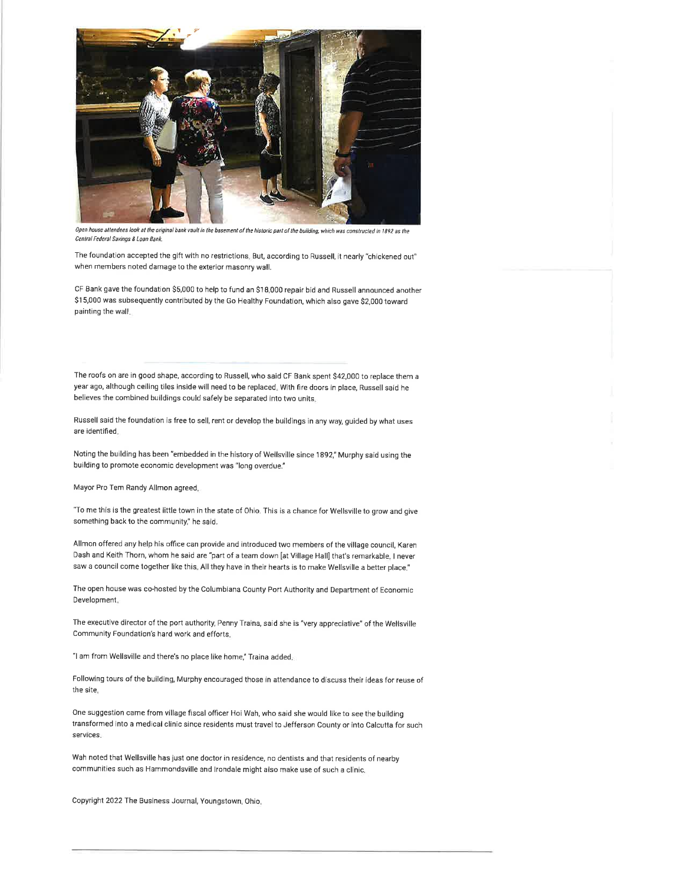*Open house attendees look at the original bank vault in the basement of the historic part of the building, which was constructed in 1892 as the Central Federal Savings & Loan Bank.*

The foundation accepted the gift with no restrictions. But, according to Russell, it nearly "chickened out" when members noted damage to the exterior masonry wall.

CF Bank gave the foundation $5,000 to help to fund an $18,000 repair bid and Russell announced another $15,000 was subsequently contributed by the Go Healthy Foundation, which also gave $2,000 toward painting the wall.

The roofs on are in good shape, according to Russell, who said CF Bank spent $42,000 to replace them a year ago, although ceiling tiles inside will need to be replaced. With fire doors in place, Russell said he believes the combined buildings could safely be separated into two units.

Russell said the foundation is free to sell, rent or develop the buildings in any way, guided by what uses are identified.

Noting the building has been "embedded in the history of Wellsville since 1892," Murphy said using the building to promote economic development was "long overdue."

Mayor Pro Tem Randy Allmon agreed.

"To me this is the greatest little town in the state of Ohio. This is a chance for Wellsville to grow and give something back to the community," he said.

Allmon offered any help his office can provide and introduced two members of the village council, Karen Dash and Keith Thorn, whom he said are "part of a team down [at Village Hall] that's remarkable. I never saw a council come together like this. All they have in their hearts is to make Wellsville a better place."

The open house was co-hosted by the Columbiana County Port Authority and Department of Economic Development.

The executive director of the port authority, Penny Traina, said she is "very appreciative" of the Wellsville Community Foundation's hard work and efforts.

"I am from Wellsville and there's no place like home," Traina added.

Following tours of the building, Murphy encouraged those in attendance to discuss their ideas for reuse of the site.

One suggestion came from village fiscal officer Hoi Wah, who said she would like to see the building transformed into a medical clinic since residents must travel to Jefferson County or into Calcutta for such services.

Wah noted that Wellsville has just one doctor in residence, no dentists and that residents of nearby communities such as Hammondsville and Irondale might also make use of such a clinic.

Copyright 2022 The Business Journal, Youngstown, Ohio.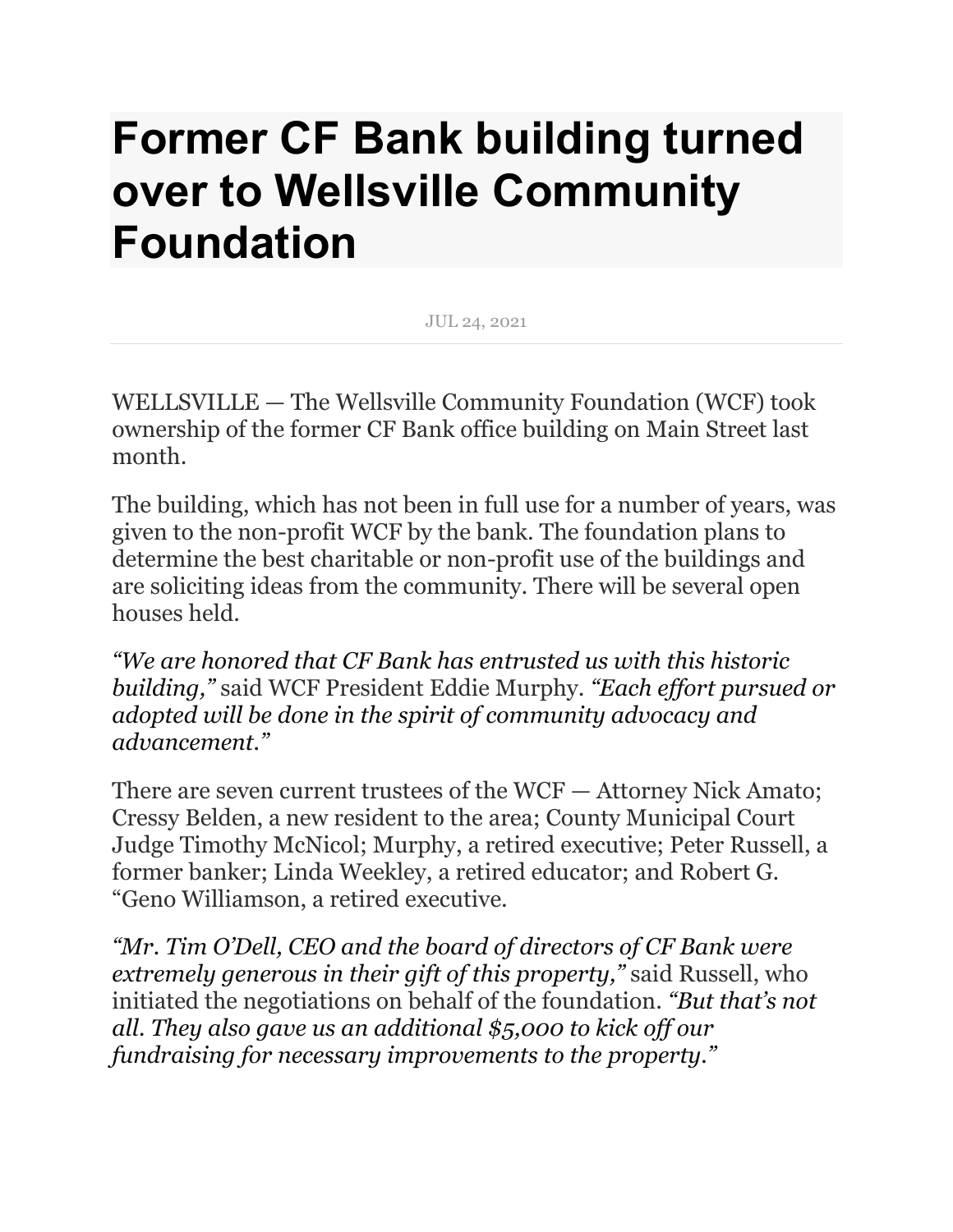# Former CF Bank building turned over to Wellsville Community Foundation

JUL 24, 2021

WELLSVILLE — The Wellsville Community Foundation (WCF) took ownership of the former CF Bank office building on Main Street last month.

The building, which has not been in full use for a number of years, was given to the non-profit WCF by the bank. The foundation plans to determine the best charitable or non-profit use of the buildings and are soliciting ideas from the community. There will be several open houses held.

*"We are honored that CF Bank has entrusted us with this historic building,"* said WCF President Eddie Murphy. *"Each effort pursued or adopted will be done in the spirit of community advocacy and advancement."*

There are seven current trustees of the WCF — Attorney Nick Amato; Cressy Belden, a new resident to the area; County Municipal Court Judge Timothy McNicol; Murphy, a retired executive; Peter Russell, a former banker; Linda Weekley, a retired educator; and Robert G. "Geno Williamson, a retired executive.

*"Mr. Tim O'Dell, CEO and the board of directors of CF Bank were extremely generous in their gift of this property,"* said Russell, who initiated the negotiations on behalf of the foundation. *"But that's not all. They also gave us an additional $5,000 to kick off our fundraising for necessary improvements to the property."*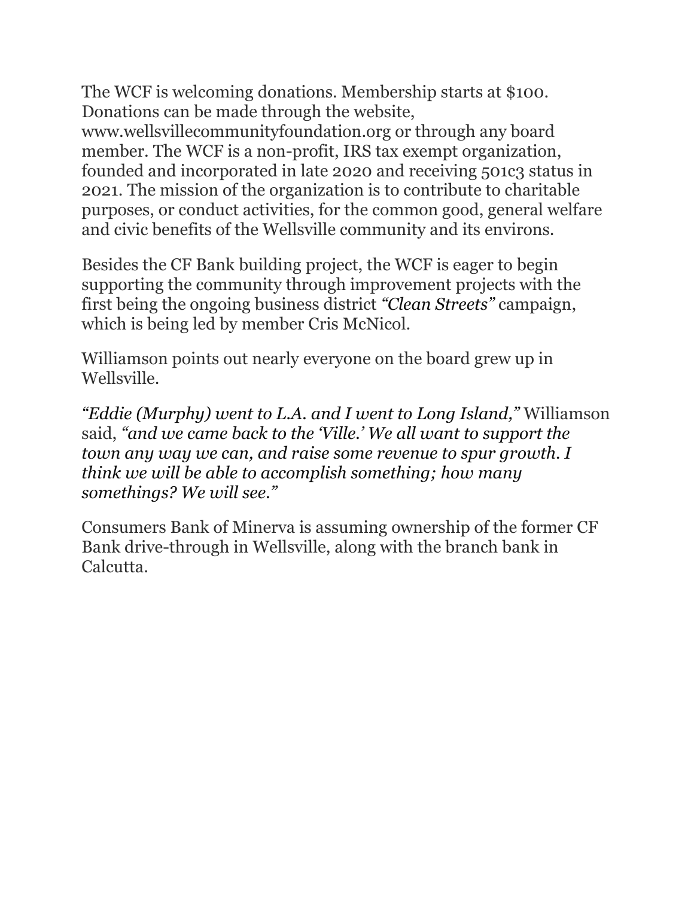The WCF is welcoming donations. Membership starts at $100. Donations can be made through the website, www.wellsvillecommunityfoundation.org or through any board member. The WCF is a non-profit, IRS tax exempt organization, founded and incorporated in late 2020 and receiving 501c3 status in 2021. The mission of the organization is to contribute to charitable purposes, or conduct activities, for the common good, general welfare and civic benefits of the Wellsville community and its environs.

Besides the CF Bank building project, the WCF is eager to begin supporting the community through improvement projects with the first being the ongoing business district *"Clean Streets"* campaign, which is being led by member Cris McNicol.

Williamson points out nearly everyone on the board grew up in Wellsville.

*"Eddie (Murphy) went to L.A. and I went to Long Island,"* Williamson said, *"and we came back to the 'Ville.' We all want to support the town any way we can, and raise some revenue to spur growth. I think we will be able to accomplish something; how many somethings? We will see."*

Consumers Bank of Minerva is assuming ownership of the former CF Bank drive-through in Wellsville, along with the branch bank in Calcutta.